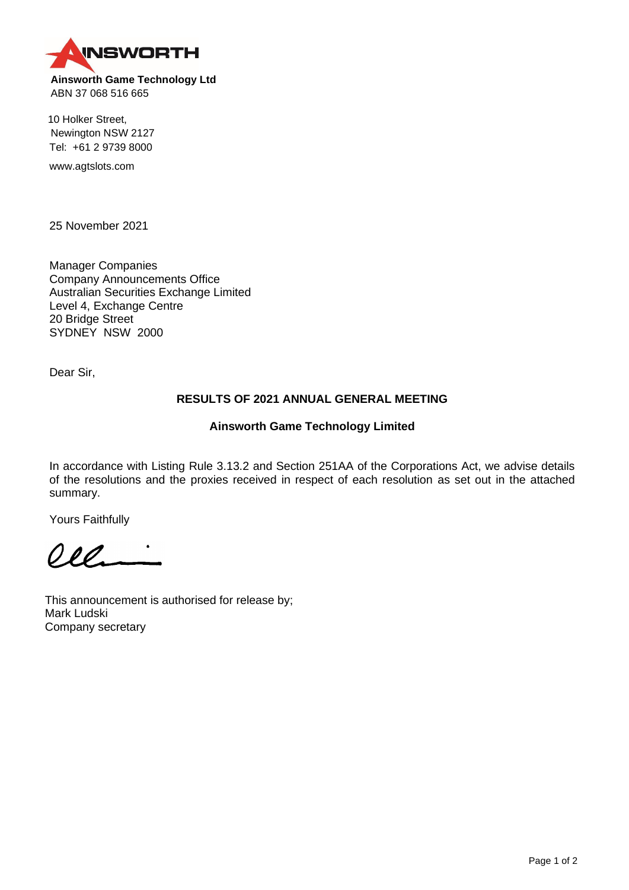**Ainsworth Game Technology Ltd**
ABN 37 068 516 665

10 Holker Street,
Newington NSW 2127
Tel: +61 2 9739 8000

www.agtslots.com

25 November 2021

Manager Companies
Company Announcements Office
Australian Securities Exchange Limited
Level 4, Exchange Centre
20 Bridge Street
SYDNEY NSW 2000

Dear Sir,

**RESULTS OF 2021 ANNUAL GENERAL MEETING**

**Ainsworth Game Technology Limited**

In accordance with Listing Rule 3.13.2 and Section 251AA of the Corporations Act, we advise details of the resolutions and the proxies received in respect of each resolution as set out in the attached summary.

Yours Faithfully

This announcement is authorised for release by;
Mark Ludski
Company secretary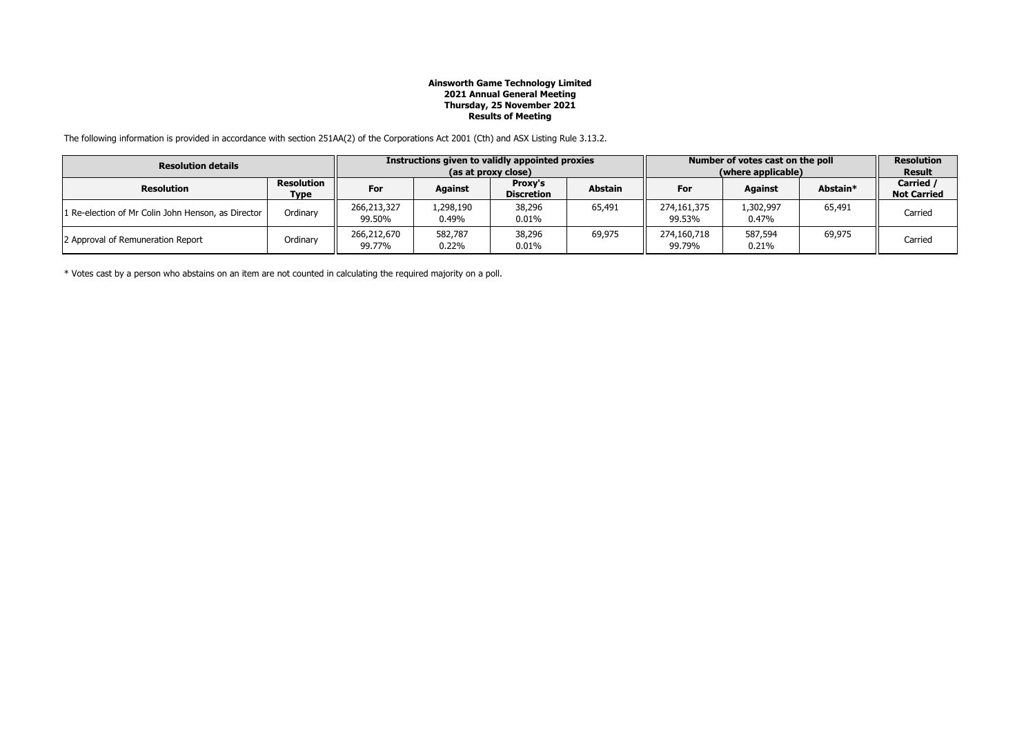**Ainsworth Game Technology Limited**
**2021 Annual General Meeting**
**Thursday, 25 November 2021**
**Results of Meeting**

The following information is provided in accordance with section 251AA(2) of the Corporations Act 2001 (Cth) and ASX Listing Rule 3.13.2.

| Resolution details | | Instructions given to validly appointed proxies (as at proxy close) | | | | Number of votes cast on the poll (where applicable) | | | Resolution Result |
|---|---|---|---|---|---|---|---|---|---|
| **Resolution** | **Resolution Type** | **For** | **Against** | **Proxy's Discretion** | **Abstain** | **For** | **Against** | **Abstain*** | **Carried / Not Carried** |
| 1 Re-election of Mr Colin John Henson, as Director | Ordinary | 266,213,327 99.50% | 1,298,190 0.49% | 38,296 0.01% | 65,491 | 274,161,375 99.53% | 1,302,997 0.47% | 65,491 | Carried |
| 2 Approval of Remuneration Report | Ordinary | 266,212,670 99.77% | 582,787 0.22% | 38,296 0.01% | 69,975 | 274,160,718 99.79% | 587,594 0.21% | 69,975 | Carried |

* Votes cast by a person who abstains on an item are not counted in calculating the required majority on a poll.